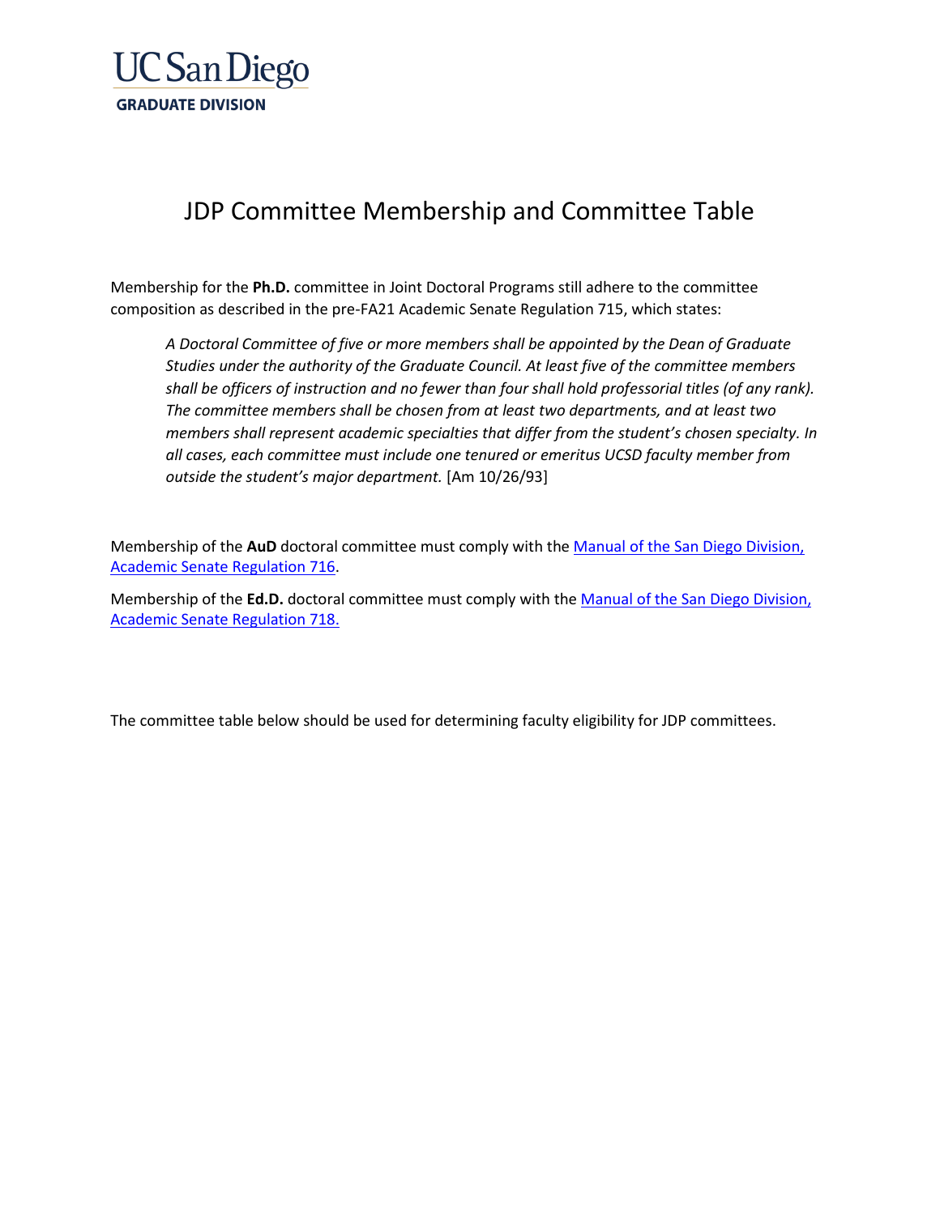UC San Diego

GRADUATE DIVISION

# JDP Committee Membership and Committee Table

Membership for the **Ph.D.** committee in Joint Doctoral Programs still adhere to the committee composition as described in the pre-FA21 Academic Senate Regulation 715, which states:

> *A Doctoral Committee of five or more members shall be appointed by the Dean of Graduate Studies under the authority of the Graduate Council. At least five of the committee members shall be officers of instruction and no fewer than four shall hold professorial titles (of any rank). The committee members shall be chosen from at least two departments, and at least two members shall represent academic specialties that differ from the student's chosen specialty. In all cases, each committee must include one tenured or emeritus UCSD faculty member from outside the student's major department.* [Am 10/26/93]

Membership of the **AuD** doctoral committee must comply with the Manual of the San Diego Division, Academic Senate Regulation 716.

Membership of the **Ed.D.** doctoral committee must comply with the Manual of the San Diego Division, Academic Senate Regulation 718.

The committee table below should be used for determining faculty eligibility for JDP committees.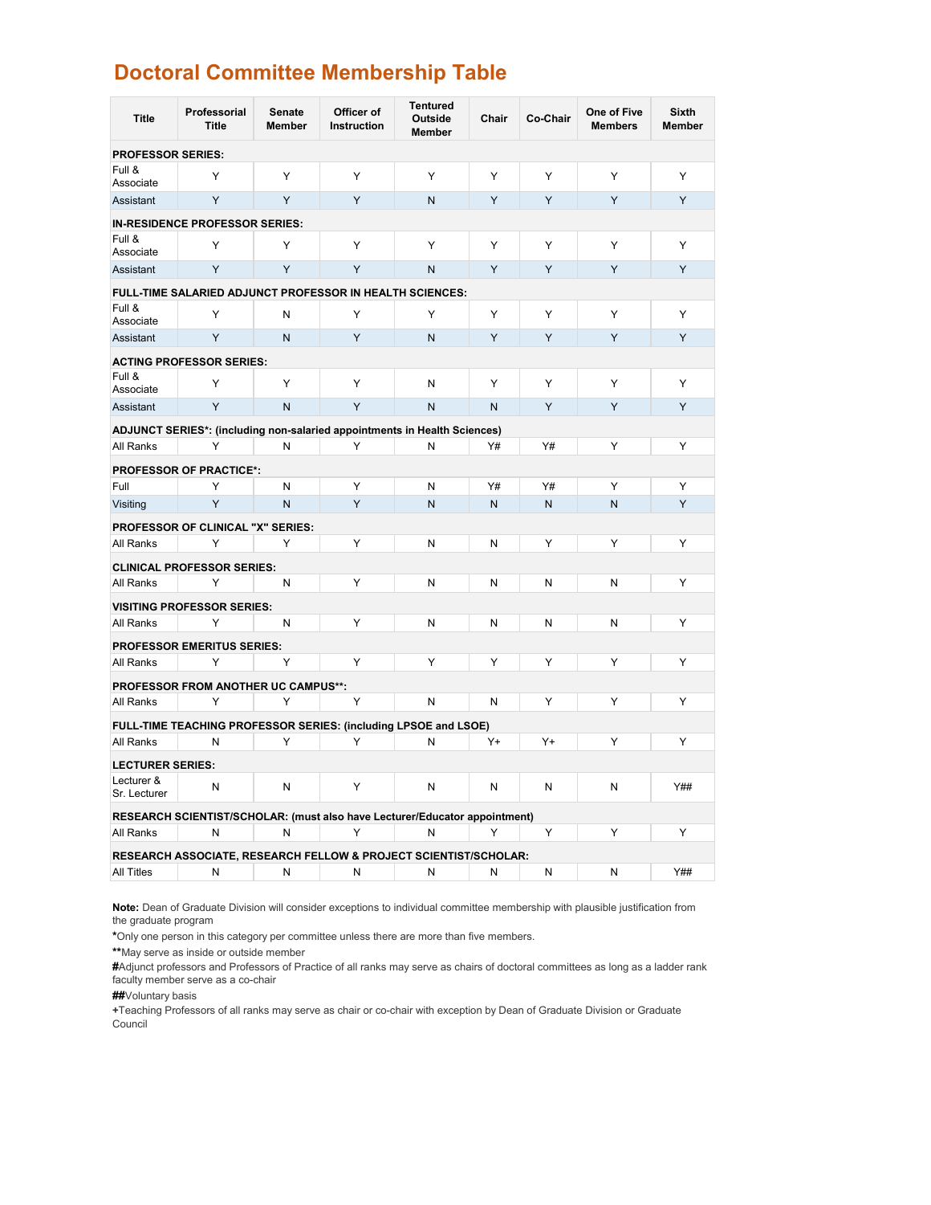# Doctoral Committee Membership Table

| Title | Professorial Title | Senate Member | Officer of Instruction | Tenured Outside Member | Chair | Co-Chair | One of Five Members | Sixth Member |
|---|---|---|---|---|---|---|---|---|
| **PROFESSOR SERIES:** | | | | | | | | |
| Full & Associate | Y | Y | Y | Y | Y | Y | Y | Y |
| Assistant | Y | Y | Y | N | Y | Y | Y | Y |
| **IN-RESIDENCE PROFESSOR SERIES:** | | | | | | | | |
| Full & Associate | Y | Y | Y | Y | Y | Y | Y | Y |
| Assistant | Y | Y | Y | N | Y | Y | Y | Y |
| **FULL-TIME SALARIED ADJUNCT PROFESSOR IN HEALTH SCIENCES:** | | | | | | | | |
| Full & Associate | Y | N | Y | Y | Y | Y | Y | Y |
| Assistant | Y | N | Y | N | Y | Y | Y | Y |
| **ACTING PROFESSOR SERIES:** | | | | | | | | |
| Full & Associate | Y | Y | Y | N | Y | Y | Y | Y |
| Assistant | Y | N | Y | N | N | Y | Y | Y |
| **ADJUNCT SERIES*: (including non-salaried appointments in Health Sciences)** | | | | | | | | |
| All Ranks | Y | N | Y | N | Y# | Y# | Y | Y |
| **PROFESSOR OF PRACTICE*:** | | | | | | | | |
| Full | Y | N | Y | N | Y# | Y# | Y | Y |
| Visiting | Y | N | Y | N | N | N | N | Y |
| **PROFESSOR OF CLINICAL "X" SERIES:** | | | | | | | | |
| All Ranks | Y | Y | Y | N | N | Y | Y | Y |
| **CLINICAL PROFESSOR SERIES:** | | | | | | | | |
| All Ranks | Y | N | Y | N | N | N | N | Y |
| **VISITING PROFESSOR SERIES:** | | | | | | | | |
| All Ranks | Y | N | Y | N | N | N | N | Y |
| **PROFESSOR EMERITUS SERIES:** | | | | | | | | |
| All Ranks | Y | Y | Y | Y | Y | Y | Y | Y |
| **PROFESSOR FROM ANOTHER UC CAMPUS**:** | | | | | | | | |
| All Ranks | Y | Y | Y | N | N | Y | Y | Y |
| **FULL-TIME TEACHING PROFESSOR SERIES: (including LPSOE and LSOE)** | | | | | | | | |
| All Ranks | N | Y | Y | N | Y+ | Y+ | Y | Y |
| **LECTURER SERIES:** | | | | | | | | |
| Lecturer & Sr. Lecturer | N | N | Y | N | N | N | N | Y## |
| **RESEARCH SCIENTIST/SCHOLAR: (must also have Lecturer/Educator appointment)** | | | | | | | | |
| All Ranks | N | N | Y | N | Y | Y | Y | Y |
| **RESEARCH ASSOCIATE, RESEARCH FELLOW & PROJECT SCIENTIST/SCHOLAR:** | | | | | | | | |
| All Titles | N | N | N | N | N | N | N | Y## |

**Note:** Dean of Graduate Division will consider exceptions to individual committee membership with plausible justification from the graduate program

**\***Only one person in this category per committee unless there are more than five members.

**\*\***May serve as inside or outside member

**#**Adjunct professors and Professors of Practice of all ranks may serve as chairs of doctoral committees as long as a ladder rank faculty member serve as a co-chair

**##**Voluntary basis

**+**Teaching Professors of all ranks may serve as chair or co-chair with exception by Dean of Graduate Division or Graduate Council